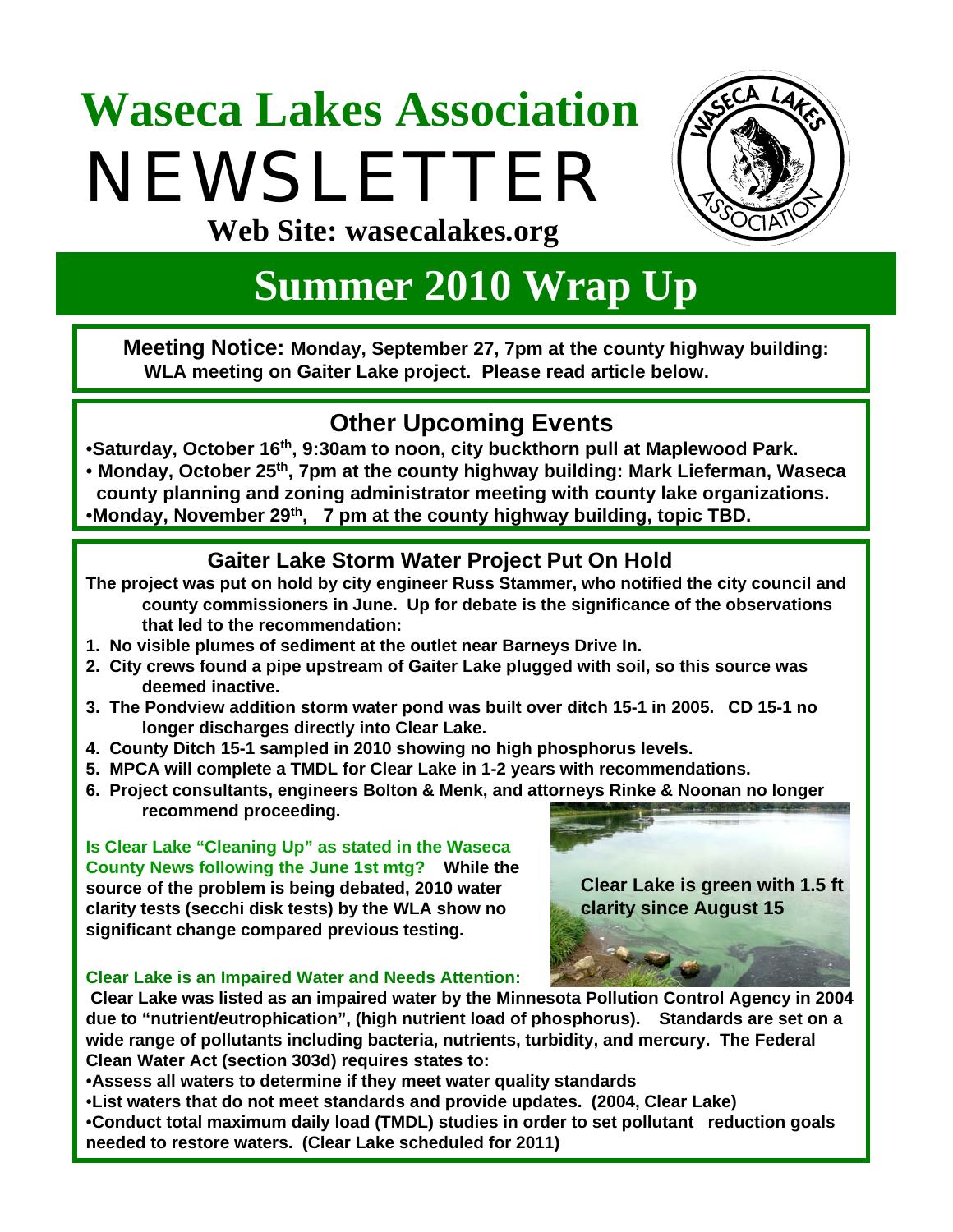# Waseca Lakes Association NEWSLETTER

**Web Site: wasecalakes.org**

# Summer 2010 Wrap Up

**Meeting Notice: Monday, September 27, 7pm at the county highway building: WLA meeting on Gaiter Lake project. Please read article below.**

## Other Upcoming Events

- **Saturday, October 16th, 9:30am to noon, city buckthorn pull at Maplewood Park.**
- **Monday, October 25th, 7pm at the county highway building: Mark Lieferman, Waseca county planning and zoning administrator meeting with county lake organizations.**
- **Monday, November 29th, 7 pm at the county highway building, topic TBD.**

## Gaiter Lake Storm Water Project Put On Hold

**The project was put on hold by city engineer Russ Stammer, who notified the city council and county commissioners in June. Up for debate is the significance of the observations that led to the recommendation:**

1. **No visible plumes of sediment at the outlet near Barneys Drive In.**
2. **City crews found a pipe upstream of Gaiter Lake plugged with soil, so this source was deemed inactive.**
3. **The Pondview addition storm water pond was built over ditch 15-1 in 2005. CD 15-1 no longer discharges directly into Clear Lake.**
4. **County Ditch 15-1 sampled in 2010 showing no high phosphorus levels.**
5. **MPCA will complete a TMDL for Clear Lake in 1-2 years with recommendations.**
6. **Project consultants, engineers Bolton & Menk, and attorneys Rinke & Noonan no longer recommend proceeding.**

**Is Clear Lake "Cleaning Up" as stated in the Waseca County News following the June 1st mtg?** **While the source of the problem is being debated, 2010 water clarity tests (secchi disk tests) by the WLA show no significant change compared previous testing.**

**Clear Lake is green with 1.5 ft clarity since August 15**

**Clear Lake is an Impaired Water and Needs Attention:**

**Clear Lake was listed as an impaired water by the Minnesota Pollution Control Agency in 2004 due to "nutrient/eutrophication", (high nutrient load of phosphorus). Standards are set on a wide range of pollutants including bacteria, nutrients, turbidity, and mercury. The Federal Clean Water Act (section 303d) requires states to:**

- **Assess all waters to determine if they meet water quality standards**
- **List waters that do not meet standards and provide updates. (2004, Clear Lake)**
- **Conduct total maximum daily load (TMDL) studies in order to set pollutant reduction goals needed to restore waters. (Clear Lake scheduled for 2011)**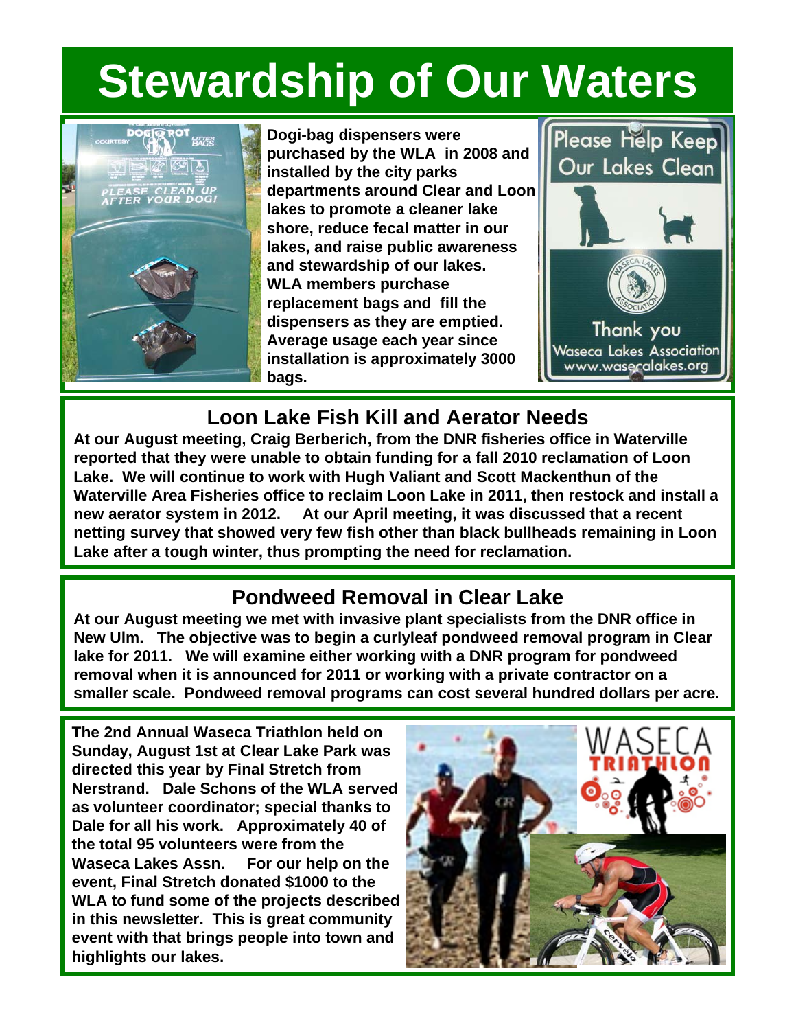# Stewardship of Our Waters

**Dogi-bag dispensers were purchased by the WLA in 2008 and installed by the city parks departments around Clear and Loon lakes to promote a cleaner lake shore, reduce fecal matter in our lakes, and raise public awareness and stewardship of our lakes. WLA members purchase replacement bags and fill the dispensers as they are emptied. Average usage each year since installation is approximately 3000 bags.**

## Loon Lake Fish Kill and Aerator Needs

**At our August meeting, Craig Berberich, from the DNR fisheries office in Waterville reported that they were unable to obtain funding for a fall 2010 reclamation of Loon Lake. We will continue to work with Hugh Valiant and Scott Mackenthun of the Waterville Area Fisheries office to reclaim Loon Lake in 2011, then restock and install a new aerator system in 2012. At our April meeting, it was discussed that a recent netting survey that showed very few fish other than black bullheads remaining in Loon Lake after a tough winter, thus prompting the need for reclamation.**

## Pondweed Removal in Clear Lake

**At our August meeting we met with invasive plant specialists from the DNR office in New Ulm. The objective was to begin a curlyleaf pondweed removal program in Clear lake for 2011. We will examine either working with a DNR program for pondweed removal when it is announced for 2011 or working with a private contractor on a smaller scale. Pondweed removal programs can cost several hundred dollars per acre.**

**The 2nd Annual Waseca Triathlon held on Sunday, August 1st at Clear Lake Park was directed this year by Final Stretch from Nerstrand. Dale Schons of the WLA served as volunteer coordinator; special thanks to Dale for all his work. Approximately 40 of the total 95 volunteers were from the Waseca Lakes Assn. For our help on the event, Final Stretch donated $1000 to the WLA to fund some of the projects described in this newsletter. This is great community event with that brings people into town and highlights our lakes.**